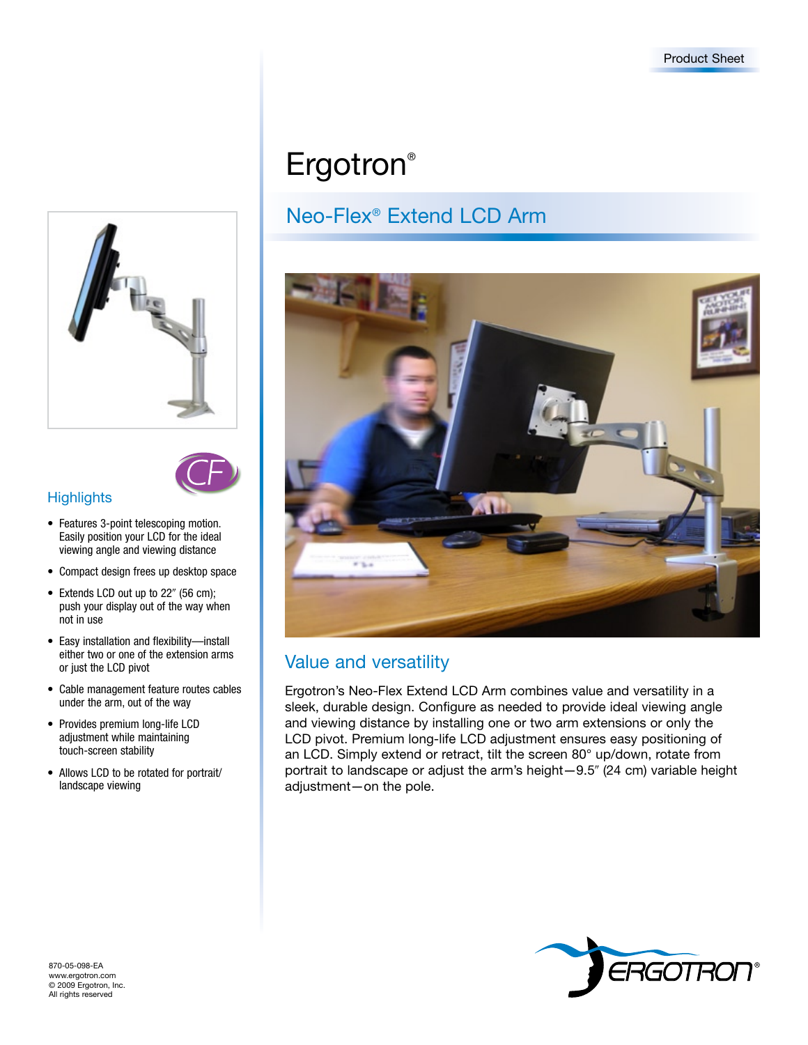Product Sheet

# Ergotron®

## Neo-Flex® Extend LCD Arm

### Highlights

- Features 3-point telescoping motion. Easily position your LCD for the ideal viewing angle and viewing distance
- Compact design frees up desktop space
- Extends LCD out up to 22″ (56 cm); push your display out of the way when not in use
- Easy installation and flexibility—install either two or one of the extension arms or just the LCD pivot
- Cable management feature routes cables under the arm, out of the way
- Provides premium long-life LCD adjustment while maintaining touch-screen stability
- Allows LCD to be rotated for portrait/landscape viewing

### Value and versatility

Ergotron's Neo-Flex Extend LCD Arm combines value and versatility in a sleek, durable design. Configure as needed to provide ideal viewing angle and viewing distance by installing one or two arm extensions or only the LCD pivot. Premium long-life LCD adjustment ensures easy positioning of an LCD. Simply extend or retract, tilt the screen 80° up/down, rotate from portrait to landscape or adjust the arm's height—9.5″ (24 cm) variable height adjustment—on the pole.

870-05-098-EA
www.ergotron.com
© 2009 Ergotron, Inc.
All rights reserved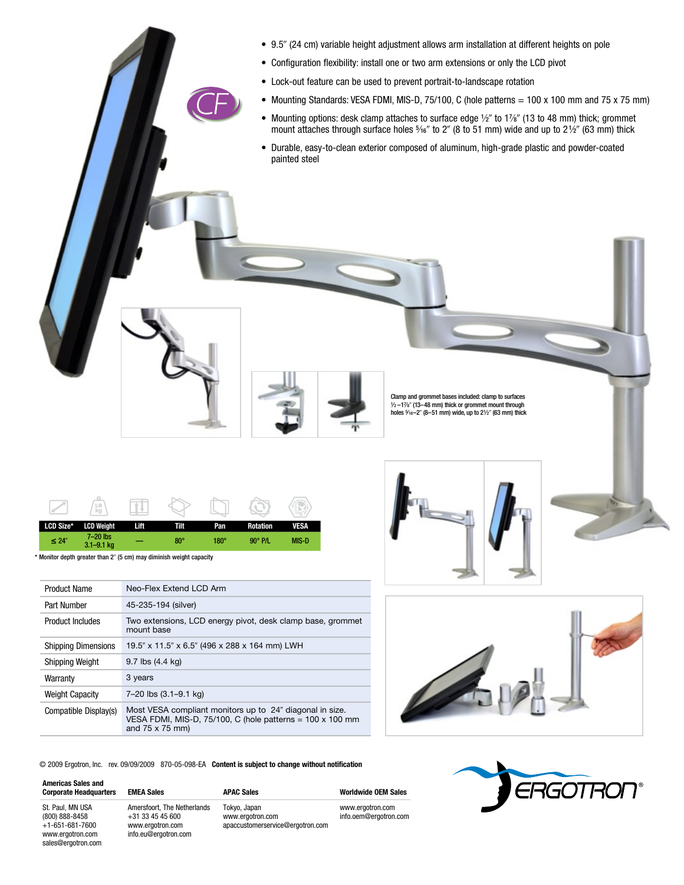- 9.5″ (24 cm) variable height adjustment allows arm installation at different heights on pole
- Configuration flexibility: install one or two arm extensions or only the LCD pivot
- Lock-out feature can be used to prevent portrait-to-landscape rotation
- Mounting Standards: VESA FDMI, MIS-D, 75/100, C (hole patterns = 100 x 100 mm and 75 x 75 mm)
- Mounting options: desk clamp attaches to surface edge ½″ to 1⅞″ (13 to 48 mm) thick; grommet mount attaches through surface holes 5⁄16″ to 2″ (8 to 51 mm) wide and up to 2½″ (63 mm) thick
- Durable, easy-to-clean exterior composed of aluminum, high-grade plastic and powder-coated painted steel

Clamp and grommet bases included: clamp to surfaces ½–1⅞″ (13–48 mm) thick or grommet mount through holes 5⁄16–2″ (8–51 mm) wide, up to 2½″ (63 mm) thick

| LCD Size* | LCD Weight | Lift | Tilt | Pan | Rotation | VESA |
|---|---|---|---|---|---|---|
| ≤ 24″ | 7–20 lbs 3.1–9.1 kg | — | 80° | 180° | 90° P/L | MIS-D |

\* Monitor depth greater than 2″ (5 cm) may diminish weight capacity

| | |
|---|---|
| Product Name | Neo-Flex Extend LCD Arm |
| Part Number | 45-235-194 (silver) |
| Product Includes | Two extensions, LCD energy pivot, desk clamp base, grommet mount base |
| Shipping Dimensions | 19.5″ x 11.5″ x 6.5″ (496 x 288 x 164 mm) LWH |
| Shipping Weight | 9.7 lbs (4.4 kg) |
| Warranty | 3 years |
| Weight Capacity | 7–20 lbs (3.1–9.1 kg) |
| Compatible Display(s) | Most VESA compliant monitors up to 24″ diagonal in size. VESA FDMI, MIS-D, 75/100, C (hole patterns = 100 x 100 mm and 75 x 75 mm) |

© 2009 Ergotron, Inc. rev. 09/09/2009 870-05-098-EA **Content is subject to change without notification**

| Americas Sales and Corporate Headquarters | EMEA Sales | APAC Sales | Worldwide OEM Sales |
|---|---|---|---|
| St. Paul, MN USA (800) 888-8458 +1-651-681-7600 www.ergotron.com sales@ergotron.com | Amersfoort, The Netherlands +31 33 45 45 600 www.ergotron.com info.eu@ergotron.com | Tokyo, Japan www.ergotron.com apaccustomerservice@ergotron.com | www.ergotron.com info.oem@ergotron.com |

ERGOTRON®